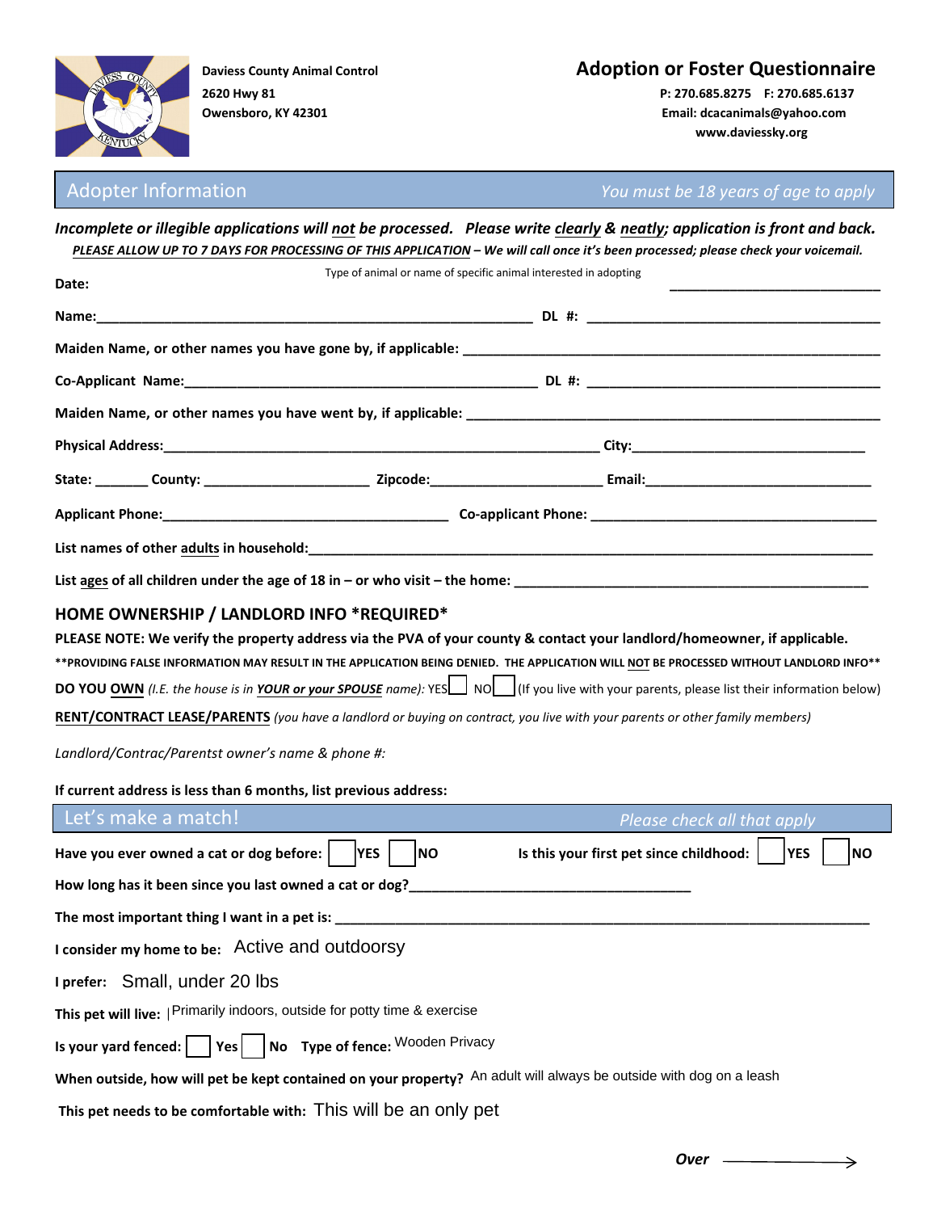**Daviess County Animal Control**
**2620 Hwy 81**
**Owensboro, KY 42301**

# Adoption or Foster Questionnaire

**P: 270.685.8275 F: 270.685.6137**
**Email: dcacanimals@yahoo.com**
**www.daviessky.org**

## Adopter Information

*You must be 18 years of age to apply*

***Incomplete or illegible applications will not be processed. Please write clearly & neatly; application is front and back.***

***PLEASE ALLOW UP TO 7 DAYS FOR PROCESSING OF THIS APPLICATION – We will call once it's been processed; please check your voicemail.***

**Date:** Type of animal or name of specific animal interested in adopting ____________________________

**Name:**__________________________________________________________ **DL #:** ______________________________________

**Maiden Name, or other names you have gone by, if applicable:** ____________________________________________________

**Co-Applicant Name:**______________________________________________ **DL #:** ______________________________________

**Maiden Name, or other names you have went by, if applicable:** ___________________________________________________

**Physical Address:**_________________________________________________________ **City:**_____________________________

**State:** _______ **County:** _____________________ **Zipcode:**______________________ **Email:**_____________________________

**Applicant Phone:**_______________________________________ **Co-applicant Phone:** _____________________________________

**List names of other adults in household:**______________________________________________________________________

**List ages of all children under the age of 18 in – or who visit – the home:** _______________________________________________

### HOME OWNERSHIP / LANDLORD INFO *REQUIRED*

**PLEASE NOTE: We verify the property address via the PVA of your county & contact your landlord/homeowner, if applicable.**

****PROVIDING FALSE INFORMATION MAY RESULT IN THE APPLICATION BEING DENIED. THE APPLICATION WILL NOT BE PROCESSED WITHOUT LANDLORD INFO****

**DO YOU OWN** *(I.E. the house is in YOUR or your SPOUSE name):* YES☐ NO☐ (If you live with your parents, please list their information below)

**RENT/CONTRACT LEASE/PARENTS** *(you have a landlord or buying on contract, you live with your parents or other family members)*

*Landlord/Contrac/Parentst owner's name & phone #:*

**If current address is less than 6 months, list previous address:**

## Let's make a match!

*Please check all that apply*

**Have you ever owned a cat or dog before:** ☐ YES ☐ NO **Is this your first pet since childhood:** ☐ YES ☐ NO

**How long has it been since you last owned a cat or dog?**____________________________________

**The most important thing I want in a pet is:** _______________________________________________________________________

**I consider my home to be:** Active and outdoorsy

**I prefer:** Small, under 20 lbs

**This pet will live:** Primarily indoors, outside for potty time & exercise

**Is your yard fenced:** ☐ Yes ☐ No **Type of fence:** Wooden Privacy

**When outside, how will pet be kept contained on your property?** An adult will always be outside with dog on a leash

**This pet needs to be comfortable with:** This will be an only pet

***Over*** →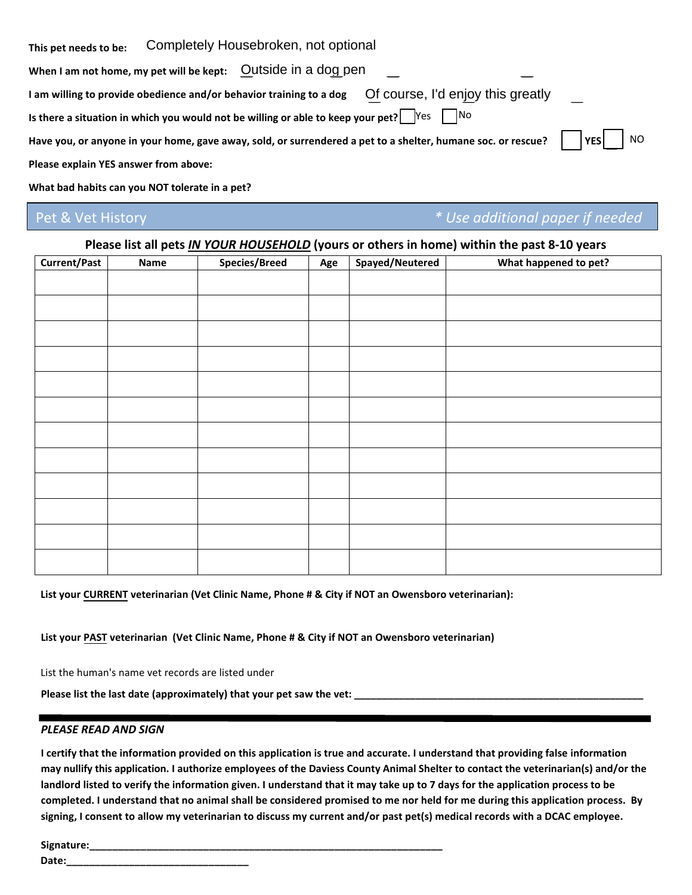**This pet needs to be:** Completely Housebroken, not optional

**When I am not home, my pet will be kept:** Outside in a dog pen

**I am willing to provide obedience and/or behavior training to a dog** Of course, I'd enjoy this greatly

**Is there a situation in which you would not be willing or able to keep your pet?** ☐ Yes ☐ No

**Have you, or anyone in your home, gave away, sold, or surrendered a pet to a shelter, humane soc. or rescue?** ☐ **YES** ☐ NO

**Please explain YES answer from above:**

**What bad habits can you NOT tolerate in a pet?**

## Pet & Vet History

*\* Use additional paper if needed*

**Please list all pets *IN YOUR HOUSEHOLD* (yours or others in home) within the past 8-10 years**

| Current/Past | Name | Species/Breed | Age | Spayed/Neutered | What happened to pet? |
|---|---|---|---|---|---|
| | | | | | |
| | | | | | |
| | | | | | |
| | | | | | |
| | | | | | |
| | | | | | |
| | | | | | |
| | | | | | |
| | | | | | |
| | | | | | |
| | | | | | |
| | | | | | |

**List your CURRENT veterinarian (Vet Clinic Name, Phone # & City if NOT an Owensboro veterinarian):**

**List your PAST veterinarian (Vet Clinic Name, Phone # & City if NOT an Owensboro veterinarian)**

List the human's name vet records are listed under

**Please list the last date (approximately) that your pet saw the vet:** ____________________________________________________

---

***PLEASE READ AND SIGN***

**I certify that the information provided on this application is true and accurate. I understand that providing false information may nullify this application. I authorize employees of the Daviess County Animal Shelter to contact the veterinarian(s) and/or the landlord listed to verify the information given. I understand that it may take up to 7 days for the application process to be completed. I understand that no animal shall be considered promised to me nor held for me during this application process. By signing, I consent to allow my veterinarian to discuss my current and/or past pet(s) medical records with a DCAC employee.**

**Signature:**__________________________________________________________________

**Date:**_________________________________